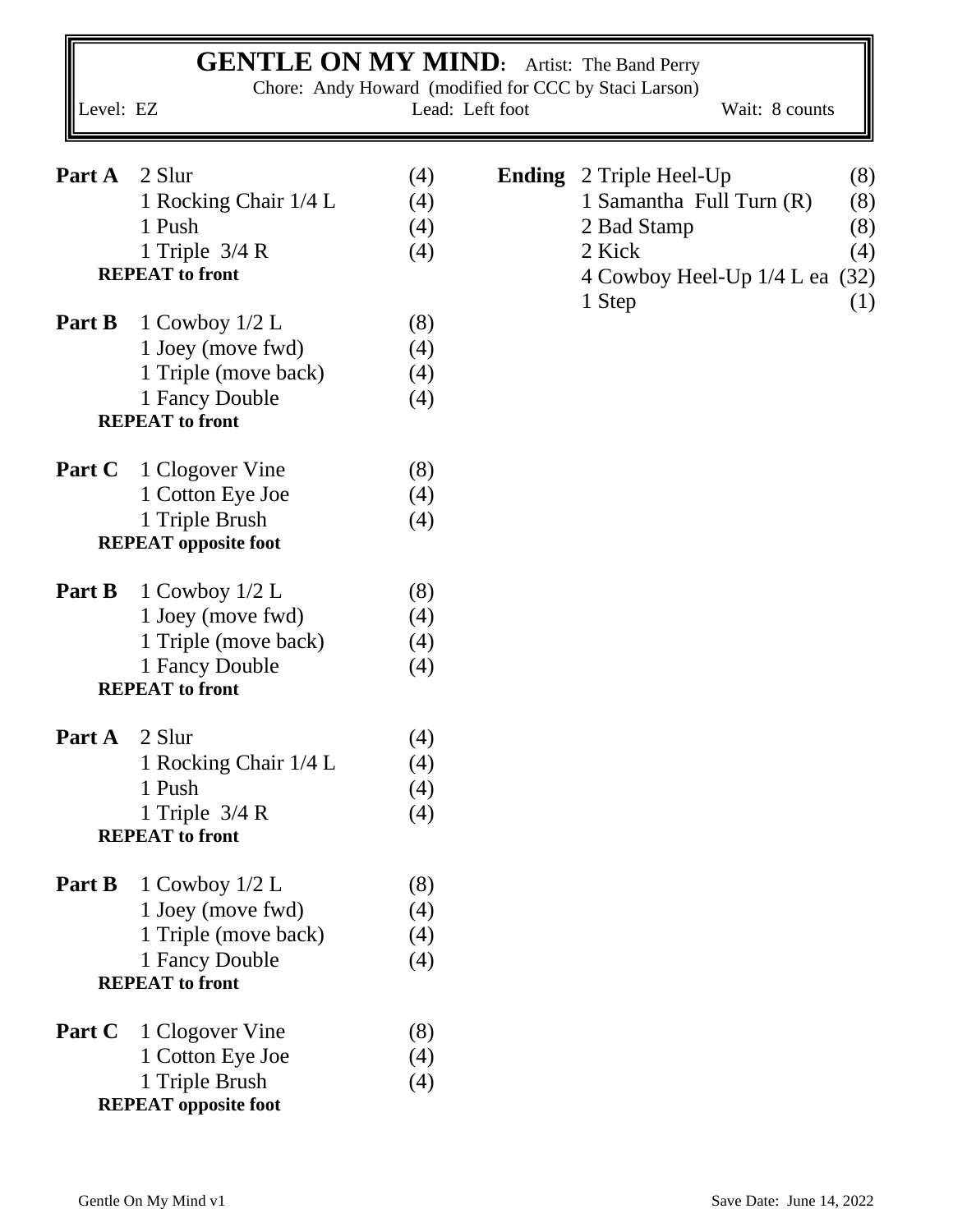# GENTLE ON MY MIND: Artist: The Band Perry

Chore: Andy Howard (modified for CCC by Staci Larson)

Level: EZ | Lead: Left foot | Wait: 8 counts

**Part A**

| | |
|---|---|
| 2 Slur | (4) |
| 1 Rocking Chair 1/4 L | (4) |
| 1 Push | (4) |
| 1 Triple 3/4 R | (4) |

**REPEAT to front**

**Part B**

| | |
|---|---|
| 1 Cowboy 1/2 L | (8) |
| 1 Joey (move fwd) | (4) |
| 1 Triple (move back) | (4) |
| 1 Fancy Double | (4) |

**REPEAT to front**

**Part C**

| | |
|---|---|
| 1 Clogover Vine | (8) |
| 1 Cotton Eye Joe | (4) |
| 1 Triple Brush | (4) |

**REPEAT opposite foot**

**Part B**

| | |
|---|---|
| 1 Cowboy 1/2 L | (8) |
| 1 Joey (move fwd) | (4) |
| 1 Triple (move back) | (4) |
| 1 Fancy Double | (4) |

**REPEAT to front**

**Part A**

| | |
|---|---|
| 2 Slur | (4) |
| 1 Rocking Chair 1/4 L | (4) |
| 1 Push | (4) |
| 1 Triple 3/4 R | (4) |

**REPEAT to front**

**Part B**

| | |
|---|---|
| 1 Cowboy 1/2 L | (8) |
| 1 Joey (move fwd) | (4) |
| 1 Triple (move back) | (4) |
| 1 Fancy Double | (4) |

**REPEAT to front**

**Part C**

| | |
|---|---|
| 1 Clogover Vine | (8) |
| 1 Cotton Eye Joe | (4) |
| 1 Triple Brush | (4) |

**REPEAT opposite foot**

**Ending**

| | |
|---|---|
| 2 Triple Heel-Up | (8) |
| 1 Samantha Full Turn (R) | (8) |
| 2 Bad Stamp | (8) |
| 2 Kick | (4) |
| 4 Cowboy Heel-Up 1/4 L ea | (32) |
| 1 Step | (1) |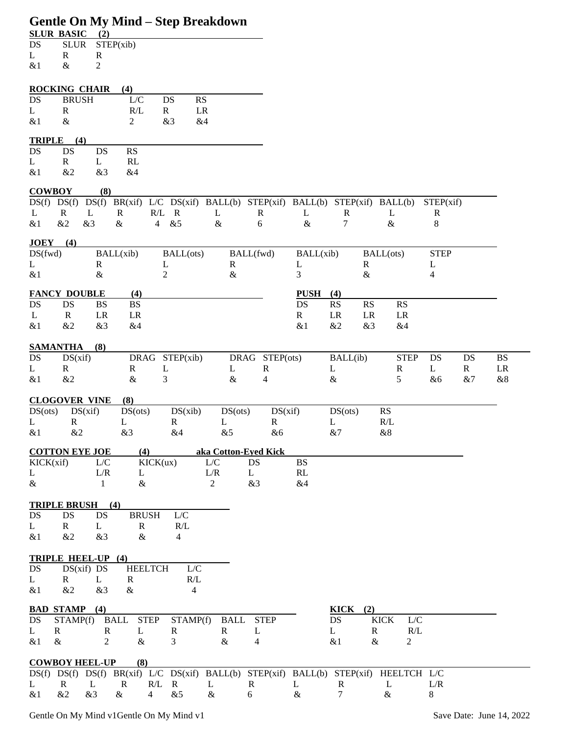# Gentle On My Mind – Step Breakdown

**SLUR BASIC (2)**

| | | |
|---|---|---|
| DS | SLUR | STEP(xib) |
| L | R | R |
| &1 | & | 2 |

**ROCKING CHAIR (4)**

| | | | | |
|---|---|---|---|---|
| DS | BRUSH | L/C | DS | RS |
| L | R | R/L | R | LR |
| &1 | & | 2 | &3 | &4 |

**TRIPLE (4)**

| | | | |
|---|---|---|---|
| DS | DS | DS | RS |
| L | R | L | RL |
| &1 | &2 | &3 | &4 |

**COWBOY (8)**

| | | | | | | | | | | | |
|---|---|---|---|---|---|---|---|---|---|---|---|
| DS(f) | DS(f) | DS(f) | BR(xif) | L/C | DS(xif) | BALL(b) | STEP(xif) | BALL(b) | STEP(xif) | BALL(b) | STEP(xif) |
| L | R | L | R | R/L | R | L | R | L | R | L | R |
| &1 | &2 | &3 | & | 4 | &5 | & | 6 | & | 7 | & | 8 |

**JOEY (4)**

| | | | | | | |
|---|---|---|---|---|---|---|
| DS(fwd) | BALL(xib) | BALL(ots) | BALL(fwd) | BALL(xib) | BALL(ots) | STEP |
| L | R | L | R | L | R | L |
| &1 | & | 2 | & | 3 | & | 4 |

**FANCY DOUBLE (4)**

| | | | |
|---|---|---|---|
| DS | DS | BS | BS |
| L | R | LR | LR |
| &1 | &2 | &3 | &4 |

**PUSH (4)**

| | | | |
|---|---|---|---|
| DS | RS | RS | RS |
| R | LR | LR | LR |
| &1 | &2 | &3 | &4 |

**SAMANTHA (8)**

| | | | | | | | | | | |
|---|---|---|---|---|---|---|---|---|---|---|
| DS | DS(xif) | DRAG | STEP(xib) | DRAG | STEP(ots) | BALL(ib) | STEP | DS | DS | BS |
| L | R | R | L | L | R | L | R | L | R | LR |
| &1 | &2 | & | 3 | & | 4 | & | 5 | &6 | &7 | &8 |

**CLOGOVER VINE (8)**

| | | | | | | | |
|---|---|---|---|---|---|---|---|
| DS(ots) | DS(xif) | DS(ots) | DS(xib) | DS(ots) | DS(xif) | DS(ots) | RS |
| L | R | L | R | L | R | L | R/L |
| &1 | &2 | &3 | &4 | &5 | &6 | &7 | &8 |

**COTTON EYE JOE (4)** **aka Cotton-Eyed Kick**

| | | | | | |
|---|---|---|---|---|---|
| KICK(xif) | L/C | KICK(ux) | L/C | DS | BS |
| L | L/R | L | L/R | L | RL |
| & | 1 | & | 2 | &3 | &4 |

**TRIPLE BRUSH (4)**

| | | | | |
|---|---|---|---|---|
| DS | DS | DS | BRUSH | L/C |
| L | R | L | R | R/L |
| &1 | &2 | &3 | & | 4 |

**TRIPLE HEEL-UP (4)**

| | | | | |
|---|---|---|---|---|
| DS | DS(xif) | DS | HEELTCH | L/C |
| L | R | L | R | R/L |
| &1 | &2 | &3 | & | 4 |

**BAD STAMP (4)**

| | | | | | | |
|---|---|---|---|---|---|---|
| DS | STAMP(f) | BALL | STEP | STAMP(f) | BALL | STEP |
| L | R | R | L | R | R | L |
| &1 | & | 2 | & | 3 | & | 4 |

**KICK (2)**

| | | |
|---|---|---|
| DS | KICK | L/C |
| L | R | R/L |
| &1 | & | 2 |

**COWBOY HEEL-UP (8)**

| | | | | | | | | | | | |
|---|---|---|---|---|---|---|---|---|---|---|---|
| DS(f) | DS(f) | DS(f) | BR(xif) | L/C | DS(xif) | BALL(b) | STEP(xif) | BALL(b) | STEP(xif) | HEELTCH | L/C |
| L | R | L | R | R/L | R | L | R | L | R | L | L/R |
| &1 | &2 | &3 | & | 4 | &5 | & | 6 | & | 7 | & | 8 |